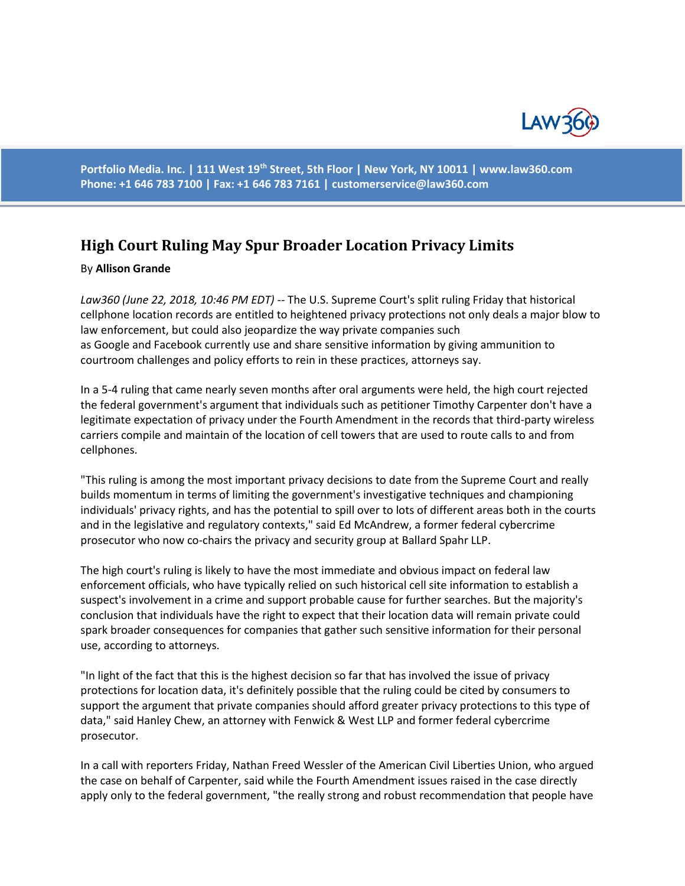Portfolio Media. Inc. | 111 West 19th Street, 5th Floor | New York, NY 10011 | www.law360.com
Phone: +1 646 783 7100 | Fax: +1 646 783 7161 | customerservice@law360.com

# High Court Ruling May Spur Broader Location Privacy Limits

By **Allison Grande**

*Law360 (June 22, 2018, 10:46 PM EDT)* -- The U.S. Supreme Court's split ruling Friday that historical cellphone location records are entitled to heightened privacy protections not only deals a major blow to law enforcement, but could also jeopardize the way private companies such as Google and Facebook currently use and share sensitive information by giving ammunition to courtroom challenges and policy efforts to rein in these practices, attorneys say.

In a 5-4 ruling that came nearly seven months after oral arguments were held, the high court rejected the federal government's argument that individuals such as petitioner Timothy Carpenter don't have a legitimate expectation of privacy under the Fourth Amendment in the records that third-party wireless carriers compile and maintain of the location of cell towers that are used to route calls to and from cellphones.

"This ruling is among the most important privacy decisions to date from the Supreme Court and really builds momentum in terms of limiting the government's investigative techniques and championing individuals' privacy rights, and has the potential to spill over to lots of different areas both in the courts and in the legislative and regulatory contexts," said Ed McAndrew, a former federal cybercrime prosecutor who now co-chairs the privacy and security group at Ballard Spahr LLP.

The high court's ruling is likely to have the most immediate and obvious impact on federal law enforcement officials, who have typically relied on such historical cell site information to establish a suspect's involvement in a crime and support probable cause for further searches. But the majority's conclusion that individuals have the right to expect that their location data will remain private could spark broader consequences for companies that gather such sensitive information for their personal use, according to attorneys.

"In light of the fact that this is the highest decision so far that has involved the issue of privacy protections for location data, it's definitely possible that the ruling could be cited by consumers to support the argument that private companies should afford greater privacy protections to this type of data," said Hanley Chew, an attorney with Fenwick & West LLP and former federal cybercrime prosecutor.

In a call with reporters Friday, Nathan Freed Wessler of the American Civil Liberties Union, who argued the case on behalf of Carpenter, said while the Fourth Amendment issues raised in the case directly apply only to the federal government, "the really strong and robust recommendation that people have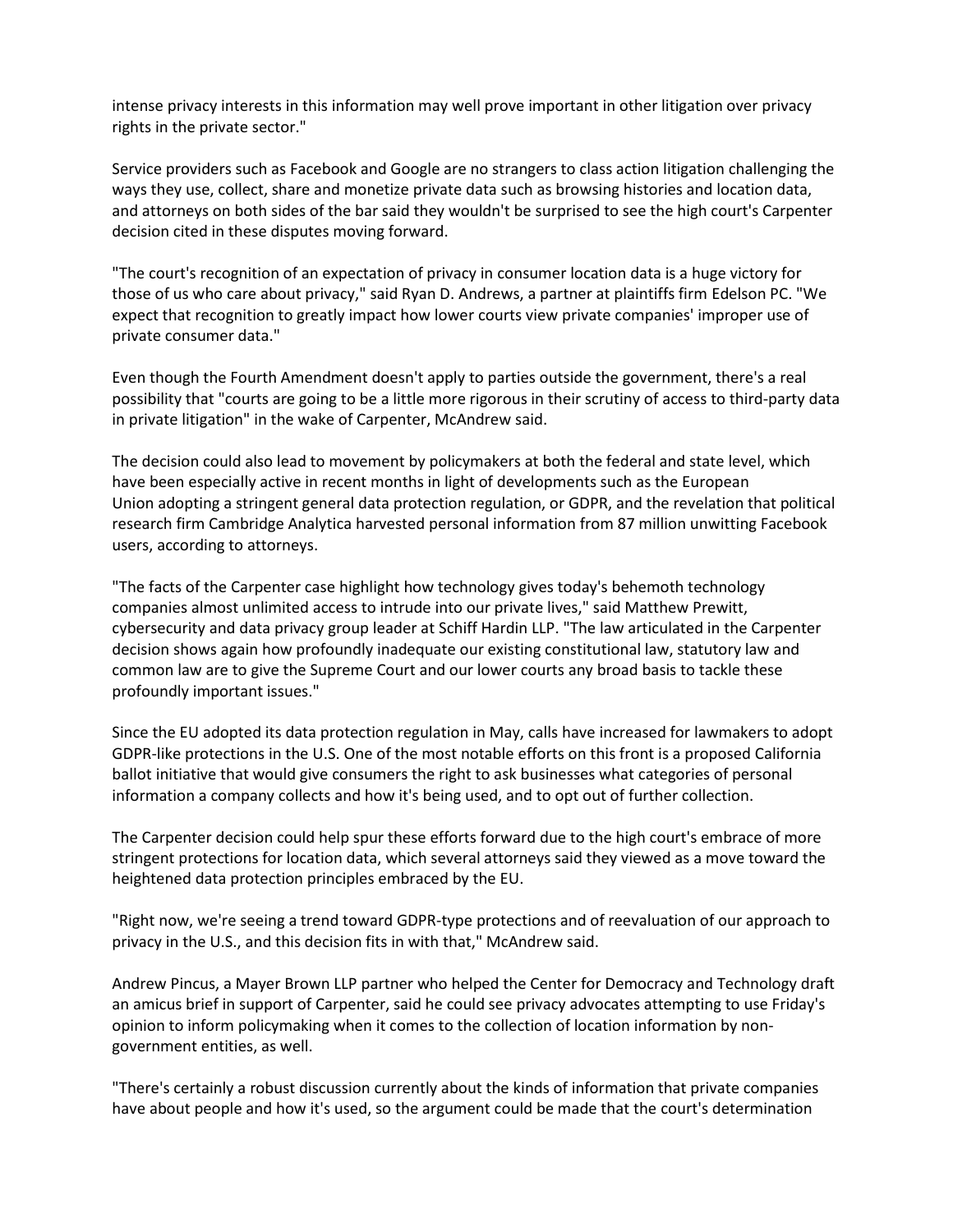intense privacy interests in this information may well prove important in other litigation over privacy rights in the private sector."

Service providers such as Facebook and Google are no strangers to class action litigation challenging the ways they use, collect, share and monetize private data such as browsing histories and location data, and attorneys on both sides of the bar said they wouldn't be surprised to see the high court's Carpenter decision cited in these disputes moving forward.

"The court's recognition of an expectation of privacy in consumer location data is a huge victory for those of us who care about privacy," said Ryan D. Andrews, a partner at plaintiffs firm Edelson PC. "We expect that recognition to greatly impact how lower courts view private companies' improper use of private consumer data."

Even though the Fourth Amendment doesn't apply to parties outside the government, there's a real possibility that "courts are going to be a little more rigorous in their scrutiny of access to third-party data in private litigation" in the wake of Carpenter, McAndrew said.

The decision could also lead to movement by policymakers at both the federal and state level, which have been especially active in recent months in light of developments such as the European Union adopting a stringent general data protection regulation, or GDPR, and the revelation that political research firm Cambridge Analytica harvested personal information from 87 million unwitting Facebook users, according to attorneys.

"The facts of the Carpenter case highlight how technology gives today's behemoth technology companies almost unlimited access to intrude into our private lives," said Matthew Prewitt, cybersecurity and data privacy group leader at Schiff Hardin LLP. "The law articulated in the Carpenter decision shows again how profoundly inadequate our existing constitutional law, statutory law and common law are to give the Supreme Court and our lower courts any broad basis to tackle these profoundly important issues."

Since the EU adopted its data protection regulation in May, calls have increased for lawmakers to adopt GDPR-like protections in the U.S. One of the most notable efforts on this front is a proposed California ballot initiative that would give consumers the right to ask businesses what categories of personal information a company collects and how it's being used, and to opt out of further collection.

The Carpenter decision could help spur these efforts forward due to the high court's embrace of more stringent protections for location data, which several attorneys said they viewed as a move toward the heightened data protection principles embraced by the EU.

"Right now, we're seeing a trend toward GDPR-type protections and of reevaluation of our approach to privacy in the U.S., and this decision fits in with that," McAndrew said.

Andrew Pincus, a Mayer Brown LLP partner who helped the Center for Democracy and Technology draft an amicus brief in support of Carpenter, said he could see privacy advocates attempting to use Friday's opinion to inform policymaking when it comes to the collection of location information by non-government entities, as well.

"There's certainly a robust discussion currently about the kinds of information that private companies have about people and how it's used, so the argument could be made that the court's determination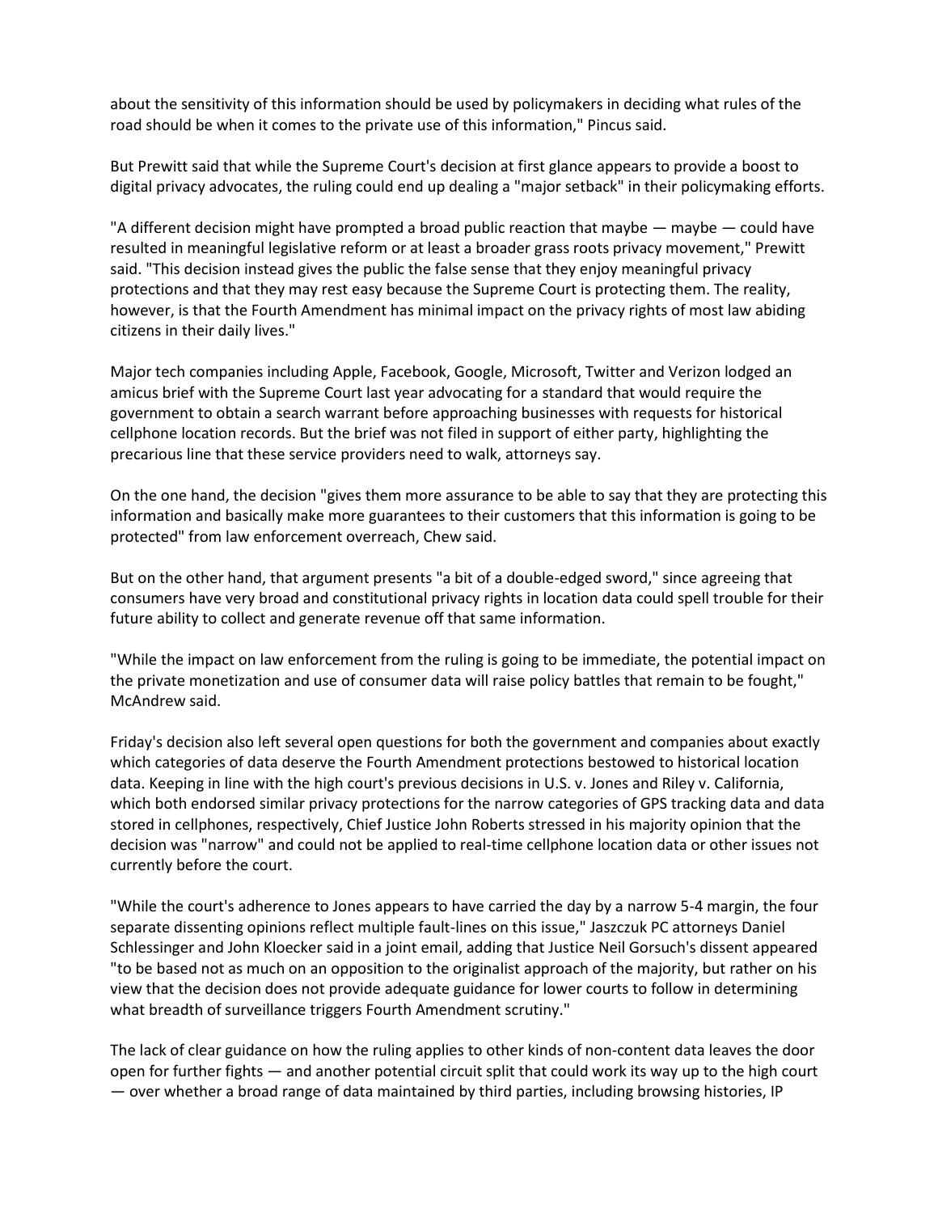about the sensitivity of this information should be used by policymakers in deciding what rules of the road should be when it comes to the private use of this information," Pincus said.

But Prewitt said that while the Supreme Court's decision at first glance appears to provide a boost to digital privacy advocates, the ruling could end up dealing a "major setback" in their policymaking efforts.

"A different decision might have prompted a broad public reaction that maybe — maybe — could have resulted in meaningful legislative reform or at least a broader grass roots privacy movement," Prewitt said. "This decision instead gives the public the false sense that they enjoy meaningful privacy protections and that they may rest easy because the Supreme Court is protecting them. The reality, however, is that the Fourth Amendment has minimal impact on the privacy rights of most law abiding citizens in their daily lives."

Major tech companies including Apple, Facebook, Google, Microsoft, Twitter and Verizon lodged an amicus brief with the Supreme Court last year advocating for a standard that would require the government to obtain a search warrant before approaching businesses with requests for historical cellphone location records. But the brief was not filed in support of either party, highlighting the precarious line that these service providers need to walk, attorneys say.

On the one hand, the decision "gives them more assurance to be able to say that they are protecting this information and basically make more guarantees to their customers that this information is going to be protected" from law enforcement overreach, Chew said.

But on the other hand, that argument presents "a bit of a double-edged sword," since agreeing that consumers have very broad and constitutional privacy rights in location data could spell trouble for their future ability to collect and generate revenue off that same information.

"While the impact on law enforcement from the ruling is going to be immediate, the potential impact on the private monetization and use of consumer data will raise policy battles that remain to be fought," McAndrew said.

Friday's decision also left several open questions for both the government and companies about exactly which categories of data deserve the Fourth Amendment protections bestowed to historical location data. Keeping in line with the high court's previous decisions in U.S. v. Jones and Riley v. California, which both endorsed similar privacy protections for the narrow categories of GPS tracking data and data stored in cellphones, respectively, Chief Justice John Roberts stressed in his majority opinion that the decision was "narrow" and could not be applied to real-time cellphone location data or other issues not currently before the court.

"While the court's adherence to Jones appears to have carried the day by a narrow 5-4 margin, the four separate dissenting opinions reflect multiple fault-lines on this issue," Jaszczuk PC attorneys Daniel Schlessinger and John Kloecker said in a joint email, adding that Justice Neil Gorsuch's dissent appeared "to be based not as much on an opposition to the originalist approach of the majority, but rather on his view that the decision does not provide adequate guidance for lower courts to follow in determining what breadth of surveillance triggers Fourth Amendment scrutiny."

The lack of clear guidance on how the ruling applies to other kinds of non-content data leaves the door open for further fights — and another potential circuit split that could work its way up to the high court — over whether a broad range of data maintained by third parties, including browsing histories, IP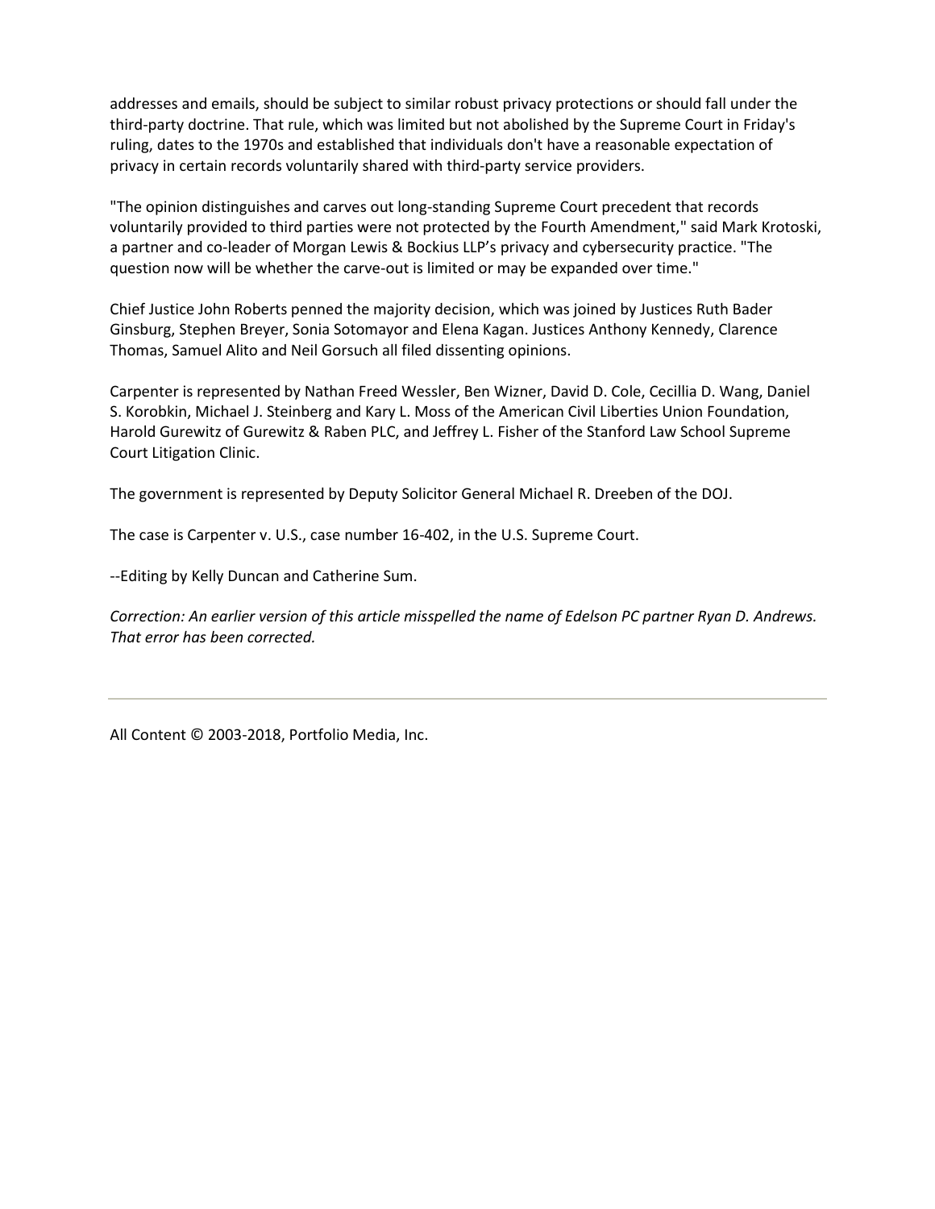addresses and emails, should be subject to similar robust privacy protections or should fall under the third-party doctrine. That rule, which was limited but not abolished by the Supreme Court in Friday's ruling, dates to the 1970s and established that individuals don't have a reasonable expectation of privacy in certain records voluntarily shared with third-party service providers.

"The opinion distinguishes and carves out long-standing Supreme Court precedent that records voluntarily provided to third parties were not protected by the Fourth Amendment," said Mark Krotoski, a partner and co-leader of Morgan Lewis & Bockius LLP's privacy and cybersecurity practice. "The question now will be whether the carve-out is limited or may be expanded over time."

Chief Justice John Roberts penned the majority decision, which was joined by Justices Ruth Bader Ginsburg, Stephen Breyer, Sonia Sotomayor and Elena Kagan. Justices Anthony Kennedy, Clarence Thomas, Samuel Alito and Neil Gorsuch all filed dissenting opinions.

Carpenter is represented by Nathan Freed Wessler, Ben Wizner, David D. Cole, Cecillia D. Wang, Daniel S. Korobkin, Michael J. Steinberg and Kary L. Moss of the American Civil Liberties Union Foundation, Harold Gurewitz of Gurewitz & Raben PLC, and Jeffrey L. Fisher of the Stanford Law School Supreme Court Litigation Clinic.

The government is represented by Deputy Solicitor General Michael R. Dreeben of the DOJ.

The case is Carpenter v. U.S., case number 16-402, in the U.S. Supreme Court.

--Editing by Kelly Duncan and Catherine Sum.

*Correction: An earlier version of this article misspelled the name of Edelson PC partner Ryan D. Andrews. That error has been corrected.*

---

All Content © 2003-2018, Portfolio Media, Inc.